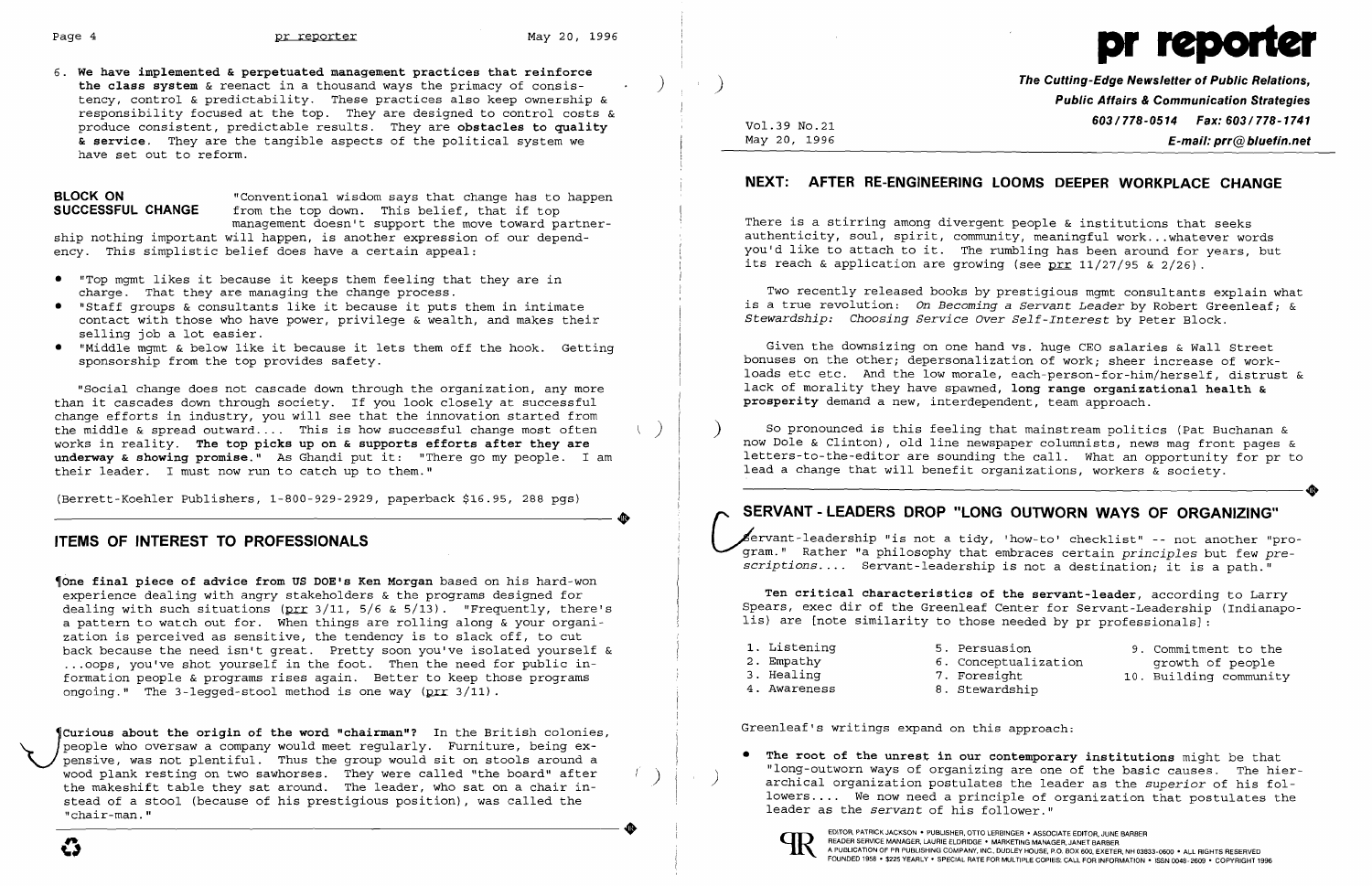6. **We have implemented & perpetuated management practices that reinforce the class system** & reenact in a thousand ways the primacy of consistency, control & predictability. These practices also keep ownership & responsibility focused at the top. They are designed to control costs & produce consistent, predictable results. They are **obstacles to quality & service**. They are the tangible aspects of the political system we have set out to reform.

**BLOCK ON SUCCESSFUL CHANGE** "Conventional wisdom says that change has to happen from the top down. This belief, that if top management doesn't support the move toward partnership nothing important will happen, is another expression of our dependency. This simplistic belief does have a certain appeal:

- "Top mgmt likes it because it keeps them feeling that they are in charge. That they are managing the change process.
- "Staff groups & consultants like it because it puts them in intimate contact with those who have power, privilege & wealth, and makes their selling job a lot easier.
- "Middle mgmt & below like it because it lets them off the hook. Getting sponsorship from the top provides safety.

"Social change does not cascade down through the organization, any more than it cascades down through society. If you look closely at successful change efforts in industry, you will see that the innovation started from the middle & spread outward.... This is how successful change most often works in reality. **The top picks up on & supports efforts after they are underway & showing promise.**" As Ghandi put it: "There go my people. I am their leader. I must now run to catch up to them."

(Berrett-Koehler Publishers, 1-800-929-2929, paperback $16.95, 288 pgs)

## ITEMS OF INTEREST TO PROFESSIONALS

¶**One final piece of advice from US DOE's Ken Morgan** based on his hard-won experience dealing with angry stakeholders & the programs designed for dealing with such situations (prr 3/11, 5/6 & 5/13). "Frequently, there's a pattern to watch out for. When things are rolling along & your organization is perceived as sensitive, the tendency is to slack off, to cut back because the need isn't great. Pretty soon you've isolated yourself & ...oops, you've shot yourself in the foot. Then the need for public information people & programs rises again. Better to keep those programs ongoing." The 3-legged-stool method is one way (prr 3/11).

¶**Curious about the origin of the word "chairman"?** In the British colonies, people who oversaw a company would meet regularly. Furniture, being expensive, was not plentiful. Thus the group would sit on stools around a wood plank resting on two sawhorses. They were called "the board" after the makeshift table they sat around. The leader, who sat on a chair instead of a stool (because of his prestigious position), was called the "chair-man."

# pr reporter

**The Cutting-Edge Newsletter of Public Relations, Public Affairs & Communication Strategies**
**603/778-0514 Fax: 603/778-1741**
**E-mail: prr@bluefin.net**

Vol.39 No.21
May 20, 1996

## NEXT: AFTER RE-ENGINEERING LOOMS DEEPER WORKPLACE CHANGE

There is a stirring among divergent people & institutions that seeks authenticity, soul, spirit, community, meaningful work...whatever words you'd like to attach to it. The rumbling has been around for years, but its reach & application are growing (see prr 11/27/95 & 2/26).

Two recently released books by prestigious mgmt consultants explain what is a true revolution: *On Becoming a Servant Leader* by Robert Greenleaf; & *Stewardship: Choosing Service Over Self-Interest* by Peter Block.

Given the downsizing on one hand vs. huge CEO salaries & Wall Street bonuses on the other; depersonalization of work; sheer increase of workloads etc etc. And the low morale, each-person-for-him/herself, distrust & lack of morality they have spawned, **long range organizational health & prosperity** demand a new, interdependent, team approach.

So pronounced is this feeling that mainstream politics (Pat Buchanan & now Dole & Clinton), old line newspaper columnists, news mag front pages & letters-to-the-editor are sounding the call. What an opportunity for pr to lead a change that will benefit organizations, workers & society.

## SERVANT-LEADERS DROP "LONG OUTWORN WAYS OF ORGANIZING"

Servant-leadership "is not a tidy, 'how-to' checklist" -- not another "program." Rather "a philosophy that embraces certain *principles* but few *prescriptions*.... Servant-leadership is not a destination; it is a path."

**Ten critical characteristics of the servant-leader**, according to Larry Spears, exec dir of the Greenleaf Center for Servant-Leadership (Indianapolis) are [note similarity to those needed by pr professionals]:

1. Listening
2. Empathy
3. Healing
4. Awareness
5. Persuasion
6. Conceptualization
7. Foresight
8. Stewardship
9. Commitment to the growth of people
10. Building community

Greenleaf's writings expand on this approach:

- **The root of the unrest in our contemporary institutions** might be that "long-outworn ways of organizing are one of the basic causes. The hierarchical organization postulates the leader as the *superior* of his followers.... We now need a principle of organization that postulates the leader as the *servant* of his follower."

EDITOR, PATRICK JACKSON • PUBLISHER, OTTO LERBINGER • ASSOCIATE EDITOR, JUNE BARBER
READER SERVICE MANAGER, LAURIE ELDRIDGE • MARKETING MANAGER, JANET BARBER
A PUBLICATION OF PR PUBLISHING COMPANY, INC., DUDLEY HOUSE, P.O. BOX 600, EXETER, NH 03833-0600 • ALL RIGHTS RESERVED
FOUNDED 1958 • $225 YEARLY • SPECIAL RATE FOR MULTIPLE COPIES: CALL FOR INFORMATION • ISSN 0048-2609 • COPYRIGHT 1996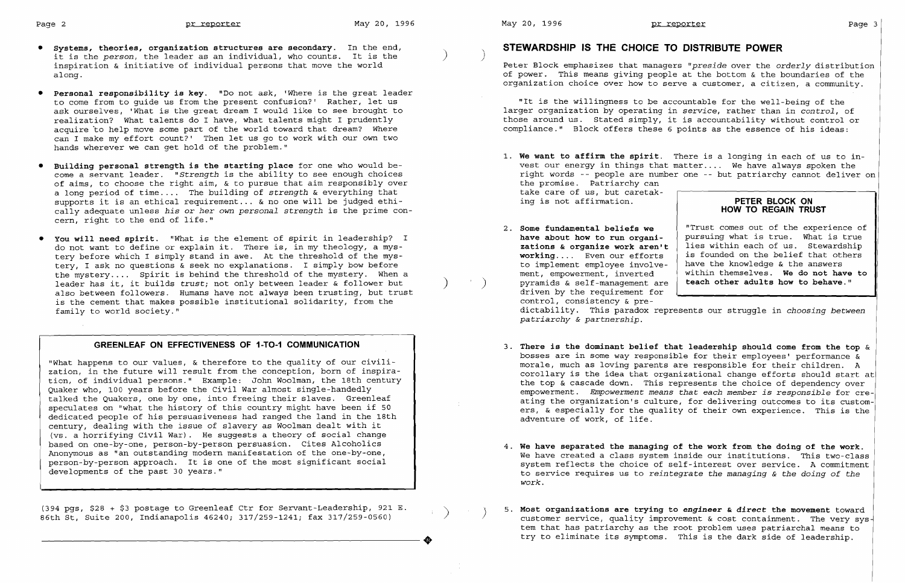- **Systems, theories, organization structures are secondary.** In the end, it is the *person*, the leader as an individual, who counts. It is the inspiration & initiative of individual persons that move the world along.

- **Personal responsibility is key.** "Do not ask, 'Where is the great leader to come from to guide us from the present confusion?' Rather, let us ask ourselves, 'What is the great dream I would like to see brought to realization? What talents do I have, what talents might I prudently acquire to help move some part of the world toward that dream? Where can I make my effort count?' Then let us go to work with our own two hands wherever we can get hold of the problem."

- **Building personal strength is the starting place** for one who would become a servant leader. "*Strength* is the ability to see enough choices of aims, to choose the right aim, & to pursue that aim responsibly over a long period of time.... The building of *strength* & everything that supports it is an ethical requirement... & no one will be judged ethically adequate unless *his or her own personal strength* is the prime concern, right to the end of life."

- **You will need spirit.** "What is the element of spirit in leadership? I do not want to define or explain it. There is, in my theology, a mystery before which I simply stand in awe. At the threshold of the mystery, I ask no questions & seek no explanations. I simply bow before the mystery.... Spirit is behind the threshold of the mystery. When a leader has it, it builds *trust*; not only between leader & follower but also between followers. Humans have not always been trusting, but trust is the cement that makes possible institutional solidarity, from the family to world society."

### GREENLEAF ON EFFECTIVENESS OF 1-TO-1 COMMUNICATION

"What happens to our values, & therefore to the quality of our civilization, in the future will result from the conception, born of inspiration, of individual persons." Example: John Woolman, the 18th century Quaker who, 100 years before the Civil War almost single-handedly talked the Quakers, one by one, into freeing their slaves. Greenleaf speculates on "what the history of this country might have been if 50 dedicated people of his persuasiveness had ranged the land in the 18th century, dealing with the issue of slavery as Woolman dealt with it (vs. a horrifying Civil War). He suggests a theory of social change based on one-by-one, person-by-person persuasion. Cites Alcoholics Anonymous as "an outstanding modern manifestation of the one-by-one, person-by-person approach. It is one of the most significant social developments of the past 30 years."

(394 pgs, $28 + $3 postage to Greenleaf Ctr for Servant-Leadership, 921 E. 86th St, Suite 200, Indianapolis 46240; 317/259-1241; fax 317/259-0560)

## STEWARDSHIP IS THE CHOICE TO DISTRIBUTE POWER

Peter Block emphasizes that managers "*preside* over the *orderly* distribution of power. This means giving people at the bottom & the boundaries of the organization choice over how to serve a customer, a citizen, a community.

"It is the willingness to be accountable for the well-being of the larger organization by operating in *service*, rather than in *control*, of those around us. Stated simply, it is accountability without control or compliance." Block offers these 6 points as the essence of his ideas:

1. **We want to affirm the spirit.** There is a longing in each of us to invest our energy in things that matter.... We have always spoken the right words -- people are number one -- but patriarchy cannot deliver on the promise. Patriarchy can take care of us, but caretaking is not affirmation.

2. **Some fundamental beliefs we have about how to run organizations & organize work aren't working....** Even our efforts to implement employee involvement, empowerment, inverted pyramids & self-management are driven by the requirement for control, consistency & predictability. This paradox represents our struggle in *choosing between patriarchy & partnership*.

### PETER BLOCK ON HOW TO REGAIN TRUST

"Trust comes out of the experience of pursuing what is true. What is true lies within each of us. Stewardship is founded on the belief that others have the knowledge & the answers within themselves. **We do not have to teach other adults how to behave.**"

3. **There is the dominant belief that leadership should come from the top** & bosses are in some way responsible for their employees' performance & morale, much as loving parents are responsible for their children. A corollary is the idea that organizational change efforts should start at the top & cascade down. This represents the choice of dependency over empowerment. *Empowerment means that each member is responsible* for creating the organization's culture, for delivering outcomes to its customers, & especially for the quality of their own experience. This is the adventure of work, of life.

4. **We have separated the managing of the work from the doing of the work.** We have created a class system inside our institutions. This two-class system reflects the choice of self-interest over service. A commitment to service requires us to *reintegrate the managing & the doing of the work*.

5. **Most organizations are trying to *engineer* & *direct* the movement** toward customer service, quality improvement & cost containment. The very system that has patriarchy as the root problem uses patriarchal means to try to eliminate its symptoms. This is the dark side of leadership.